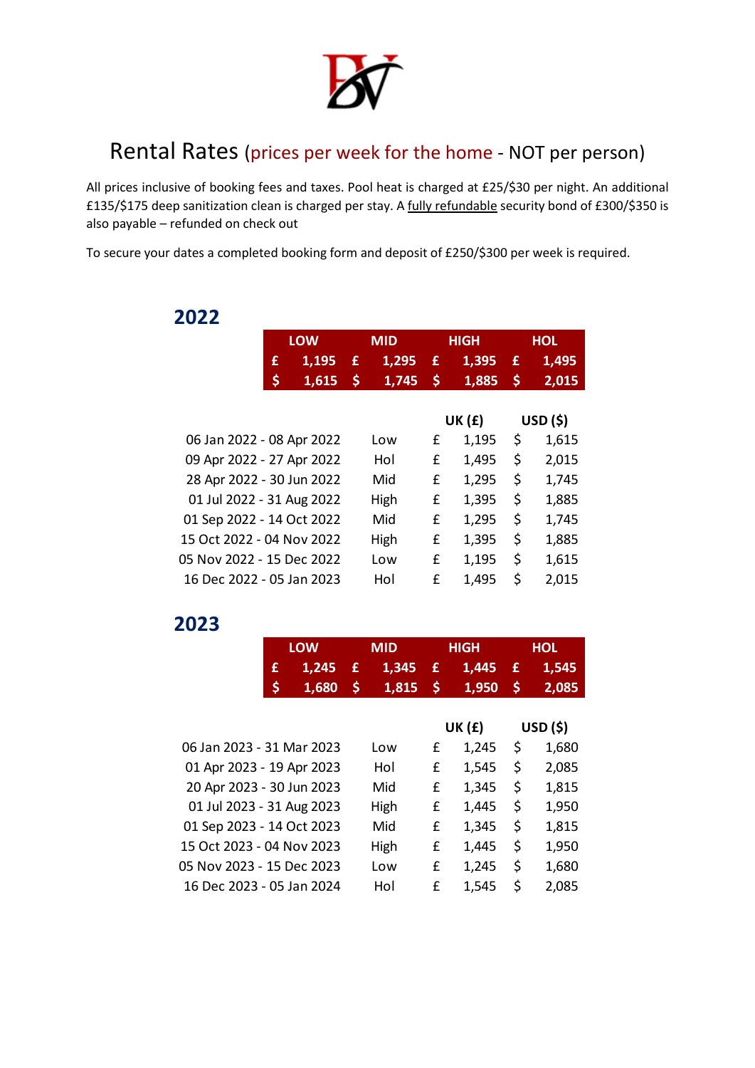# Rental Rates (prices per week for the home - NOT per person)

All prices inclusive of booking fees and taxes. Pool heat is charged at £25/$30 per night. An additional £135/$175 deep sanitization clean is charged per stay. A fully refundable security bond of £300/$350 is also payable – refunded on check out

To secure your dates a completed booking form and deposit of £250/$300 per week is required.

## 2022

| LOW | MID | HIGH | HOL |
|---|---|---|---|
| £ 1,195 | £ 1,295 | £ 1,395 | £ 1,495 |
| $ 1,615 | $ 1,745 | $ 1,885 | $ 2,015 |

| | | UK (£) | USD ($) |
|---|---|---|---|
| 06 Jan 2022 - 08 Apr 2022 | Low | £ 1,195 | $ 1,615 |
| 09 Apr 2022 - 27 Apr 2022 | Hol | £ 1,495 | $ 2,015 |
| 28 Apr 2022 - 30 Jun 2022 | Mid | £ 1,295 | $ 1,745 |
| 01 Jul 2022 - 31 Aug 2022 | High | £ 1,395 | $ 1,885 |
| 01 Sep 2022 - 14 Oct 2022 | Mid | £ 1,295 | $ 1,745 |
| 15 Oct 2022 - 04 Nov 2022 | High | £ 1,395 | $ 1,885 |
| 05 Nov 2022 - 15 Dec 2022 | Low | £ 1,195 | $ 1,615 |
| 16 Dec 2022 - 05 Jan 2023 | Hol | £ 1,495 | $ 2,015 |

## 2023

| LOW | MID | HIGH | HOL |
|---|---|---|---|
| £ 1,245 | £ 1,345 | £ 1,445 | £ 1,545 |
| $ 1,680 | $ 1,815 | $ 1,950 | $ 2,085 |

| | | UK (£) | USD ($) |
|---|---|---|---|
| 06 Jan 2023 - 31 Mar 2023 | Low | £ 1,245 | $ 1,680 |
| 01 Apr 2023 - 19 Apr 2023 | Hol | £ 1,545 | $ 2,085 |
| 20 Apr 2023 - 30 Jun 2023 | Mid | £ 1,345 | $ 1,815 |
| 01 Jul 2023 - 31 Aug 2023 | High | £ 1,445 | $ 1,950 |
| 01 Sep 2023 - 14 Oct 2023 | Mid | £ 1,345 | $ 1,815 |
| 15 Oct 2023 - 04 Nov 2023 | High | £ 1,445 | $ 1,950 |
| 05 Nov 2023 - 15 Dec 2023 | Low | £ 1,245 | $ 1,680 |
| 16 Dec 2023 - 05 Jan 2024 | Hol | £ 1,545 | $ 2,085 |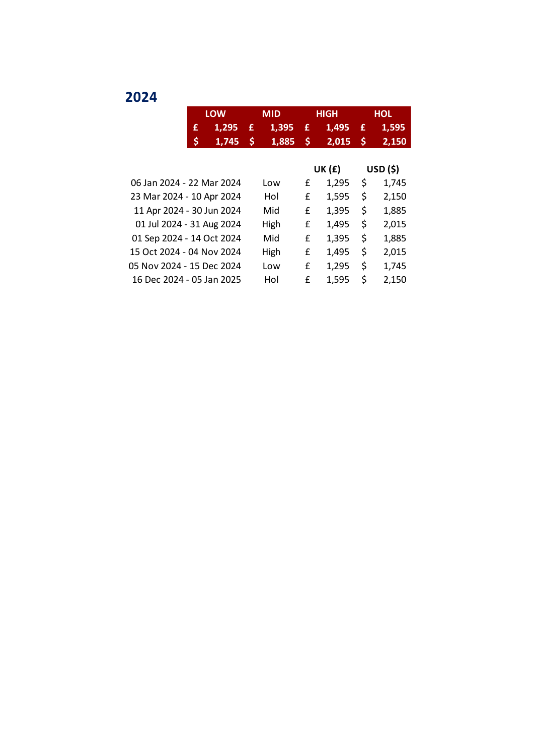## 2024

| LOW | MID | HIGH | HOL |
|---|---|---|---|
| £ 1,295 | £ 1,395 | £ 1,495 | £ 1,595 |
| $ 1,745 | $ 1,885 | $ 2,015 | $ 2,150 |

| | | UK (£) | USD ($) |
|---|---|---|---|
| 06 Jan 2024 - 22 Mar 2024 | Low | £ 1,295 | $ 1,745 |
| 23 Mar 2024 - 10 Apr 2024 | Hol | £ 1,595 | $ 2,150 |
| 11 Apr 2024 - 30 Jun 2024 | Mid | £ 1,395 | $ 1,885 |
| 01 Jul 2024 - 31 Aug 2024 | High | £ 1,495 | $ 2,015 |
| 01 Sep 2024 - 14 Oct 2024 | Mid | £ 1,395 | $ 1,885 |
| 15 Oct 2024 - 04 Nov 2024 | High | £ 1,495 | $ 2,015 |
| 05 Nov 2024 - 15 Dec 2024 | Low | £ 1,295 | $ 1,745 |
| 16 Dec 2024 - 05 Jan 2025 | Hol | £ 1,595 | $ 2,150 |